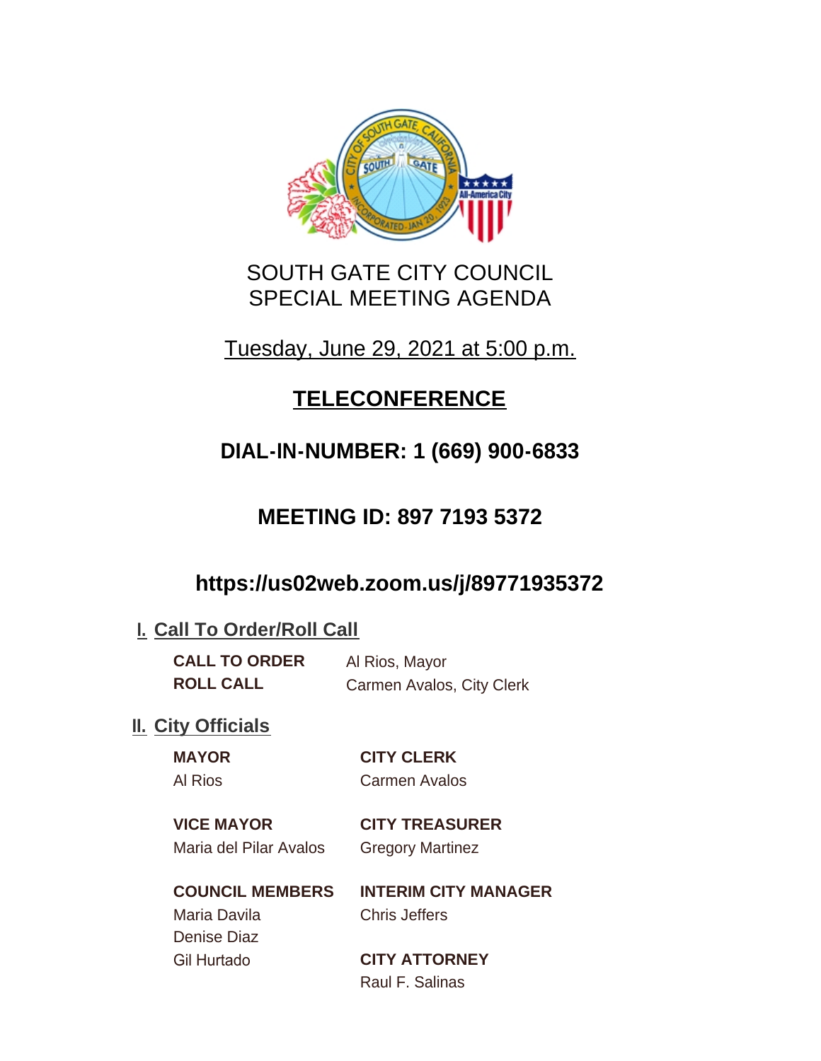# SOUTH GATE CITY COUNCIL
# SPECIAL MEETING AGENDA

Tuesday, June 29, 2021 at 5:00 p.m.

## TELECONFERENCE

### DIAL-IN-NUMBER: 1 (669) 900-6833

### MEETING ID: 897 7193 5372

### https://us02web.zoom.us/j/89771935372

## I. Call To Order/Roll Call

**CALL TO ORDER** Al Rios, Mayor

**ROLL CALL** Carmen Avalos, City Clerk

## II. City Officials

**MAYOR**
Al Rios

**VICE MAYOR**
Maria del Pilar Avalos

**COUNCIL MEMBERS**
Maria Davila
Denise Diaz
Gil Hurtado

**CITY CLERK**
Carmen Avalos

**CITY TREASURER**
Gregory Martinez

**INTERIM CITY MANAGER**
Chris Jeffers

**CITY ATTORNEY**
Raul F. Salinas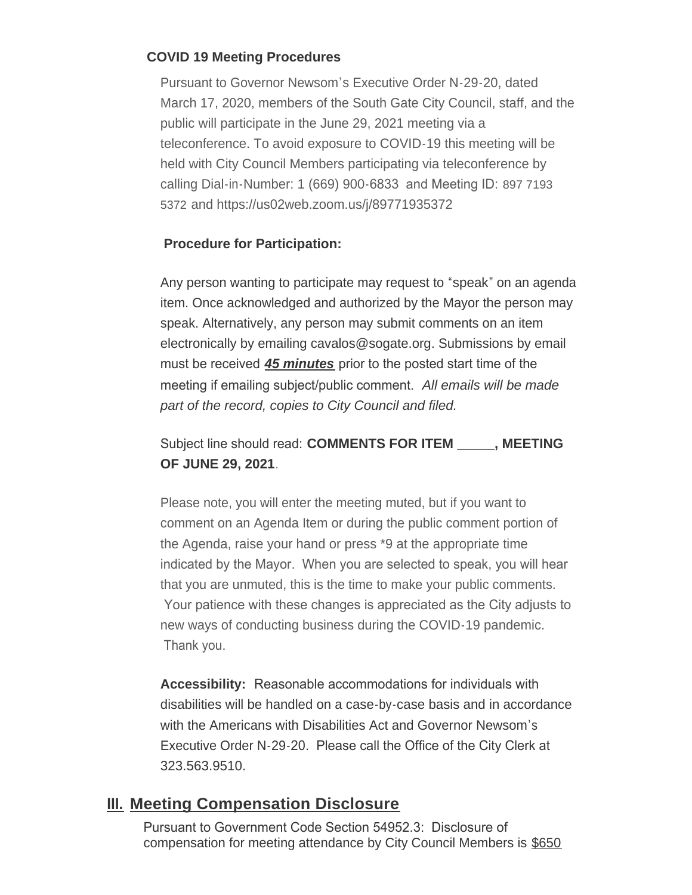**COVID 19 Meeting Procedures**

Pursuant to Governor Newsom's Executive Order N-29-20, dated March 17, 2020, members of the South Gate City Council, staff, and the public will participate in the June 29, 2021 meeting via a teleconference. To avoid exposure to COVID-19 this meeting will be held with City Council Members participating via teleconference by calling Dial-in-Number: 1 (669) 900-6833 and Meeting ID: 897 7193 5372 and https://us02web.zoom.us/j/89771935372

**Procedure for Participation:**

Any person wanting to participate may request to "speak" on an agenda item. Once acknowledged and authorized by the Mayor the person may speak. Alternatively, any person may submit comments on an item electronically by emailing cavalos@sogate.org. Submissions by email must be received ***45 minutes*** prior to the posted start time of the meeting if emailing subject/public comment. *All emails will be made part of the record, copies to City Council and filed.*

Subject line should read: **COMMENTS FOR ITEM _____, MEETING OF JUNE 29, 2021**.

Please note, you will enter the meeting muted, but if you want to comment on an Agenda Item or during the public comment portion of the Agenda, raise your hand or press *9 at the appropriate time indicated by the Mayor. When you are selected to speak, you will hear that you are unmuted, this is the time to make your public comments. Your patience with these changes is appreciated as the City adjusts to new ways of conducting business during the COVID-19 pandemic. Thank you.

**Accessibility:** Reasonable accommodations for individuals with disabilities will be handled on a case-by-case basis and in accordance with the Americans with Disabilities Act and Governor Newsom's Executive Order N-29-20. Please call the Office of the City Clerk at 323.563.9510.

## III. Meeting Compensation Disclosure

Pursuant to Government Code Section 54952.3: Disclosure of compensation for meeting attendance by City Council Members is $650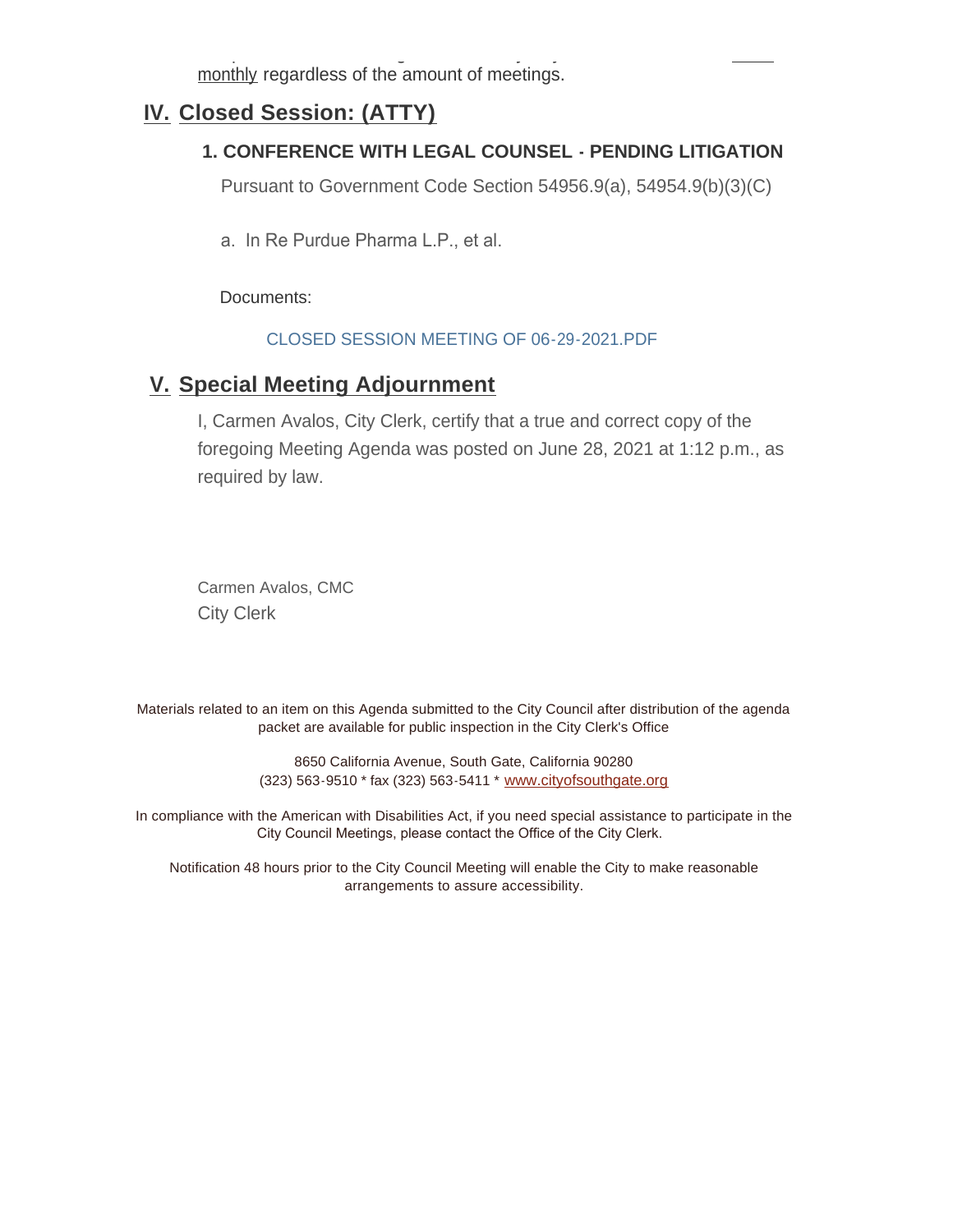monthly regardless of the amount of meetings.

## IV. Closed Session: (ATTY)

### 1. CONFERENCE WITH LEGAL COUNSEL - PENDING LITIGATION

Pursuant to Government Code Section 54956.9(a), 54954.9(b)(3)(C)

a. In Re Purdue Pharma L.P., et al.

Documents:

CLOSED SESSION MEETING OF 06-29-2021.PDF

## V. Special Meeting Adjournment

I, Carmen Avalos, City Clerk, certify that a true and correct copy of the foregoing Meeting Agenda was posted on June 28, 2021 at 1:12 p.m., as required by law.

Carmen Avalos, CMC
City Clerk

Materials related to an item on this Agenda submitted to the City Council after distribution of the agenda packet are available for public inspection in the City Clerk's Office

8650 California Avenue, South Gate, California 90280
(323) 563-9510 * fax (323) 563-5411 * www.cityofsouthgate.org

In compliance with the American with Disabilities Act, if you need special assistance to participate in the City Council Meetings, please contact the Office of the City Clerk.

Notification 48 hours prior to the City Council Meeting will enable the City to make reasonable arrangements to assure accessibility.